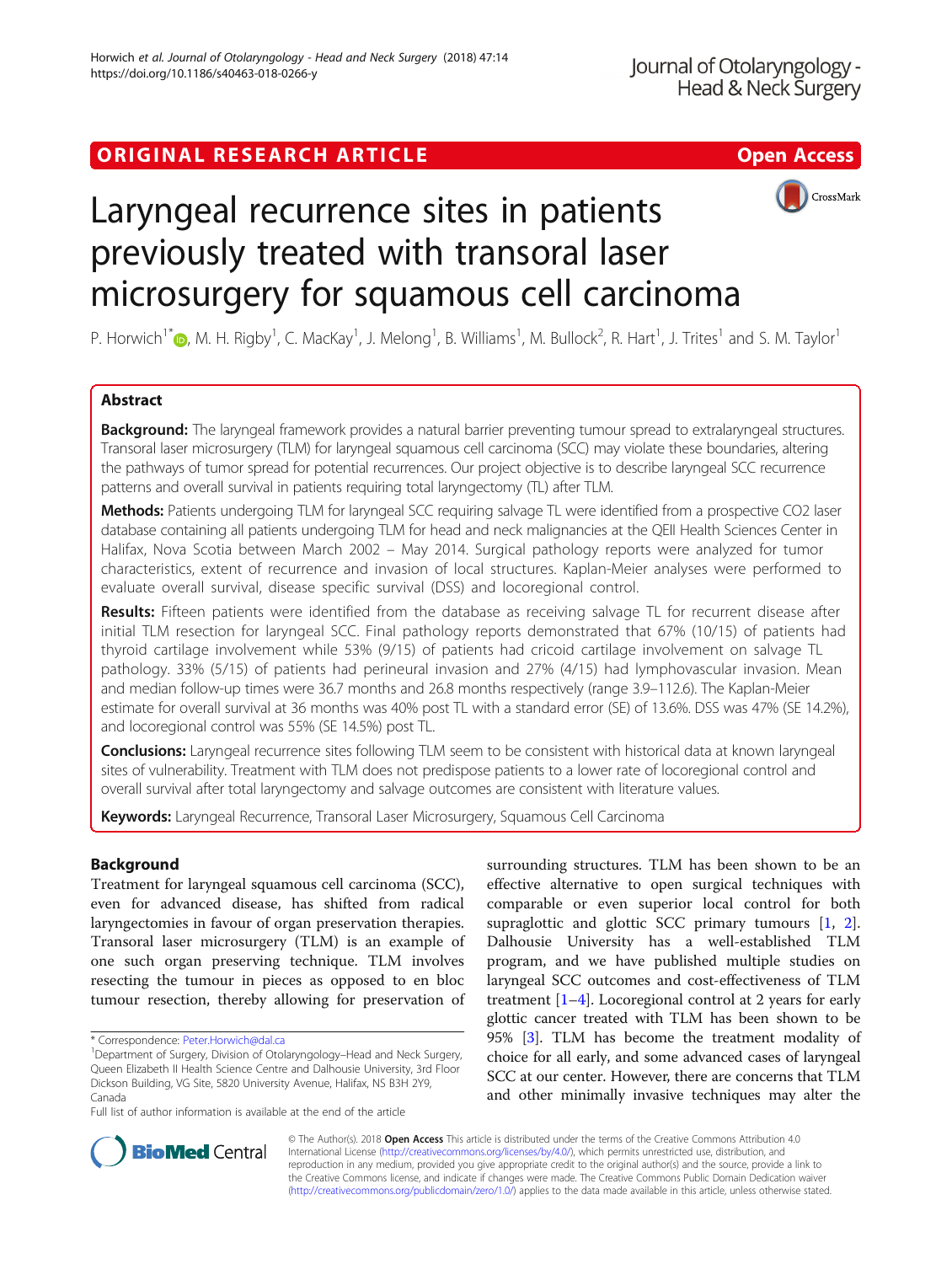ORIGINAL RESEARCH ARTICLE **Open Access**

# Laryngeal recurrence sites in patients previously treated with transoral laser microsurgery for squamous cell carcinoma

P. Horwich[1*], M. H. Rigby[1], C. MacKay[1], J. Melong[1], B. Williams[1], M. Bullock[2], R. Hart[1], J. Trites[1] and S. M. Taylor[1]

## Abstract

**Background:** The laryngeal framework provides a natural barrier preventing tumour spread to extralaryngeal structures. Transoral laser microsurgery (TLM) for laryngeal squamous cell carcinoma (SCC) may violate these boundaries, altering the pathways of tumor spread for potential recurrences. Our project objective is to describe laryngeal SCC recurrence patterns and overall survival in patients requiring total laryngectomy (TL) after TLM.

**Methods:** Patients undergoing TLM for laryngeal SCC requiring salvage TL were identified from a prospective CO2 laser database containing all patients undergoing TLM for head and neck malignancies at the QEII Health Sciences Center in Halifax, Nova Scotia between March 2002 – May 2014. Surgical pathology reports were analyzed for tumor characteristics, extent of recurrence and invasion of local structures. Kaplan-Meier analyses were performed to evaluate overall survival, disease specific survival (DSS) and locoregional control.

**Results:** Fifteen patients were identified from the database as receiving salvage TL for recurrent disease after initial TLM resection for laryngeal SCC. Final pathology reports demonstrated that 67% (10/15) of patients had thyroid cartilage involvement while 53% (9/15) of patients had cricoid cartilage involvement on salvage TL pathology. 33% (5/15) of patients had perineural invasion and 27% (4/15) had lymphovascular invasion. Mean and median follow-up times were 36.7 months and 26.8 months respectively (range 3.9–112.6). The Kaplan-Meier estimate for overall survival at 36 months was 40% post TL with a standard error (SE) of 13.6%. DSS was 47% (SE 14.2%), and locoregional control was 55% (SE 14.5%) post TL.

**Conclusions:** Laryngeal recurrence sites following TLM seem to be consistent with historical data at known laryngeal sites of vulnerability. Treatment with TLM does not predispose patients to a lower rate of locoregional control and overall survival after total laryngectomy and salvage outcomes are consistent with literature values.

**Keywords:** Laryngeal Recurrence, Transoral Laser Microsurgery, Squamous Cell Carcinoma

## Background

Treatment for laryngeal squamous cell carcinoma (SCC), even for advanced disease, has shifted from radical laryngectomies in favour of organ preservation therapies. Transoral laser microsurgery (TLM) is an example of one such organ preserving technique. TLM involves resecting the tumour in pieces as opposed to en bloc tumour resection, thereby allowing for preservation of surrounding structures. TLM has been shown to be an effective alternative to open surgical techniques with comparable or even superior local control for both supraglottic and glottic SCC primary tumours [1, 2]. Dalhousie University has a well-established TLM program, and we have published multiple studies on laryngeal SCC outcomes and cost-effectiveness of TLM treatment [1–4]. Locoregional control at 2 years for early glottic cancer treated with TLM has been shown to be 95% [3]. TLM has become the treatment modality of choice for all early, and some advanced cases of laryngeal SCC at our center. However, there are concerns that TLM and other minimally invasive techniques may alter the

\* Correspondence: Peter.Horwich@dal.ca
[1]Department of Surgery, Division of Otolaryngology–Head and Neck Surgery, Queen Elizabeth II Health Science Centre and Dalhousie University, 3rd Floor Dickson Building, VG Site, 5820 University Avenue, Halifax, NS B3H 2Y9, Canada
Full list of author information is available at the end of the article

© The Author(s). 2018 **Open Access** This article is distributed under the terms of the Creative Commons Attribution 4.0 International License (http://creativecommons.org/licenses/by/4.0/), which permits unrestricted use, distribution, and reproduction in any medium, provided you give appropriate credit to the original author(s) and the source, provide a link to the Creative Commons license, and indicate if changes were made. The Creative Commons Public Domain Dedication waiver (http://creativecommons.org/publicdomain/zero/1.0/) applies to the data made available in this article, unless otherwise stated.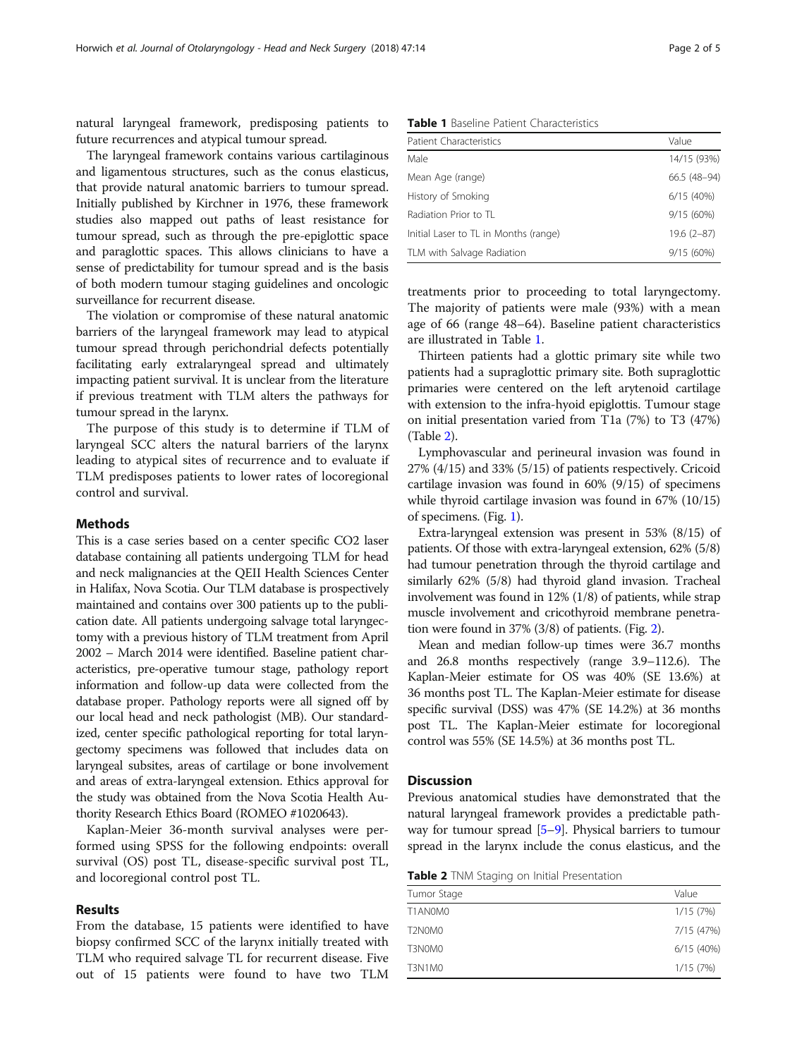natural laryngeal framework, predisposing patients to future recurrences and atypical tumour spread.

The laryngeal framework contains various cartilaginous and ligamentous structures, such as the conus elasticus, that provide natural anatomic barriers to tumour spread. Initially published by Kirchner in 1976, these framework studies also mapped out paths of least resistance for tumour spread, such as through the pre-epiglottic space and paraglottic spaces. This allows clinicians to have a sense of predictability for tumour spread and is the basis of both modern tumour staging guidelines and oncologic surveillance for recurrent disease.

The violation or compromise of these natural anatomic barriers of the laryngeal framework may lead to atypical tumour spread through perichondrial defects potentially facilitating early extralaryngeal spread and ultimately impacting patient survival. It is unclear from the literature if previous treatment with TLM alters the pathways for tumour spread in the larynx.

The purpose of this study is to determine if TLM of laryngeal SCC alters the natural barriers of the larynx leading to atypical sites of recurrence and to evaluate if TLM predisposes patients to lower rates of locoregional control and survival.

## Methods

This is a case series based on a center specific CO2 laser database containing all patients undergoing TLM for head and neck malignancies at the QEII Health Sciences Center in Halifax, Nova Scotia. Our TLM database is prospectively maintained and contains over 300 patients up to the publication date. All patients undergoing salvage total laryngectomy with a previous history of TLM treatment from April 2002 – March 2014 were identified. Baseline patient characteristics, pre-operative tumour stage, pathology report information and follow-up data were collected from the database proper. Pathology reports were all signed off by our local head and neck pathologist (MB). Our standardized, center specific pathological reporting for total laryngectomy specimens was followed that includes data on laryngeal subsites, areas of cartilage or bone involvement and areas of extra-laryngeal extension. Ethics approval for the study was obtained from the Nova Scotia Health Authority Research Ethics Board (ROMEO #1020643).

Kaplan-Meier 36-month survival analyses were performed using SPSS for the following endpoints: overall survival (OS) post TL, disease-specific survival post TL, and locoregional control post TL.

## Results

From the database, 15 patients were identified to have biopsy confirmed SCC of the larynx initially treated with TLM who required salvage TL for recurrent disease. Five out of 15 patients were found to have two TLM treatments prior to proceeding to total laryngectomy. The majority of patients were male (93%) with a mean age of 66 (range 48–64). Baseline patient characteristics are illustrated in Table 1.

**Table 1** Baseline Patient Characteristics

| Patient Characteristics | Value |
|---|---|
| Male | 14/15 (93%) |
| Mean Age (range) | 66.5 (48–94) |
| History of Smoking | 6/15 (40%) |
| Radiation Prior to TL | 9/15 (60%) |
| Initial Laser to TL in Months (range) | 19.6 (2–87) |
| TLM with Salvage Radiation | 9/15 (60%) |

Thirteen patients had a glottic primary site while two patients had a supraglottic primary site. Both supraglottic primaries were centered on the left arytenoid cartilage with extension to the infra-hyoid epiglottis. Tumour stage on initial presentation varied from T1a (7%) to T3 (47%) (Table 2).

Lymphovascular and perineural invasion was found in 27% (4/15) and 33% (5/15) of patients respectively. Cricoid cartilage invasion was found in 60% (9/15) of specimens while thyroid cartilage invasion was found in 67% (10/15) of specimens. (Fig. 1).

Extra-laryngeal extension was present in 53% (8/15) of patients. Of those with extra-laryngeal extension, 62% (5/8) had tumour penetration through the thyroid cartilage and similarly 62% (5/8) had thyroid gland invasion. Tracheal involvement was found in 12% (1/8) of patients, while strap muscle involvement and cricothyroid membrane penetration were found in 37% (3/8) of patients. (Fig. 2).

Mean and median follow-up times were 36.7 months and 26.8 months respectively (range 3.9–112.6). The Kaplan-Meier estimate for OS was 40% (SE 13.6%) at 36 months post TL. The Kaplan-Meier estimate for disease specific survival (DSS) was 47% (SE 14.2%) at 36 months post TL. The Kaplan-Meier estimate for locoregional control was 55% (SE 14.5%) at 36 months post TL.

## Discussion

Previous anatomical studies have demonstrated that the natural laryngeal framework provides a predictable pathway for tumour spread [5–9]. Physical barriers to tumour spread in the larynx include the conus elasticus, and the

**Table 2** TNM Staging on Initial Presentation

| Tumor Stage | Value |
|---|---|
| T1AN0M0 | 1/15 (7%) |
| T2N0M0 | 7/15 (47%) |
| T3N0M0 | 6/15 (40%) |
| T3N1M0 | 1/15 (7%) |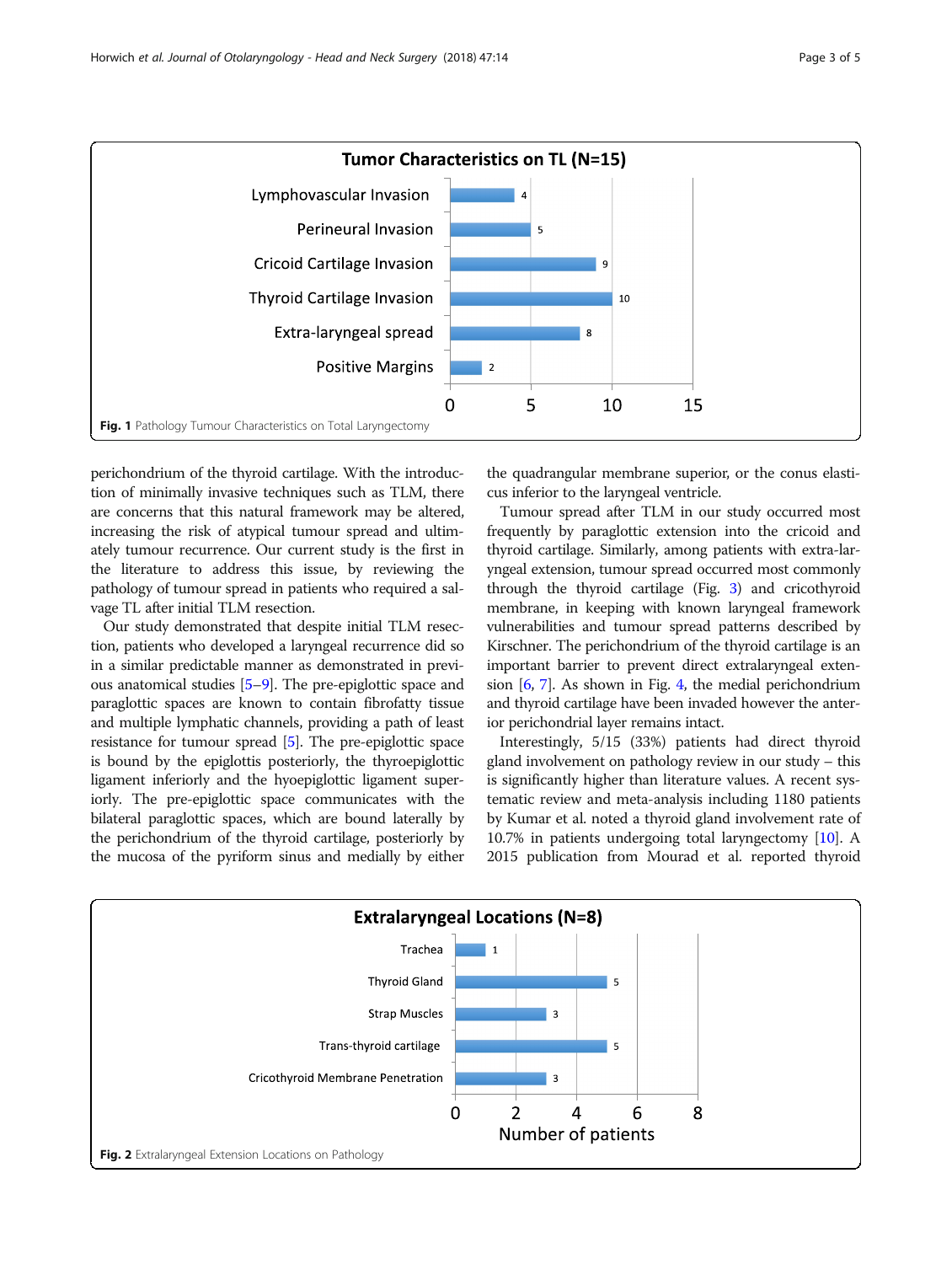Fig. 1 Pathology Tumour Characteristics on Total Laryngectomy

perichondrium of the thyroid cartilage. With the introduction of minimally invasive techniques such as TLM, there are concerns that this natural framework may be altered, increasing the risk of atypical tumour spread and ultimately tumour recurrence. Our current study is the first in the literature to address this issue, by reviewing the pathology of tumour spread in patients who required a salvage TL after initial TLM resection.

Our study demonstrated that despite initial TLM resection, patients who developed a laryngeal recurrence did so in a similar predictable manner as demonstrated in previous anatomical studies [5–9]. The pre-epiglottic space and paraglottic spaces are known to contain fibrofatty tissue and multiple lymphatic channels, providing a path of least resistance for tumour spread [5]. The pre-epiglottic space is bound by the epiglottis posteriorly, the thyroepiglottic ligament inferiorly and the hyoepiglottic ligament superiorly. The pre-epiglottic space communicates with the bilateral paraglottic spaces, which are bound laterally by the perichondrium of the thyroid cartilage, posteriorly by the mucosa of the pyriform sinus and medially by either the quadrangular membrane superior, or the conus elasticus inferior to the laryngeal ventricle.

Tumour spread after TLM in our study occurred most frequently by paraglottic extension into the cricoid and thyroid cartilage. Similarly, among patients with extra-laryngeal extension, tumour spread occurred most commonly through the thyroid cartilage (Fig. 3) and cricothyroid membrane, in keeping with known laryngeal framework vulnerabilities and tumour spread patterns described by Kirschner. The perichondrium of the thyroid cartilage is an important barrier to prevent direct extralaryngeal extension [6, 7]. As shown in Fig. 4, the medial perichondrium and thyroid cartilage have been invaded however the anterior perichondrial layer remains intact.

Interestingly, 5/15 (33%) patients had direct thyroid gland involvement on pathology review in our study – this is significantly higher than literature values. A recent systematic review and meta-analysis including 1180 patients by Kumar et al. noted a thyroid gland involvement rate of 10.7% in patients undergoing total laryngectomy [10]. A 2015 publication from Mourad et al. reported thyroid

Fig. 2 Extralaryngeal Extension Locations on Pathology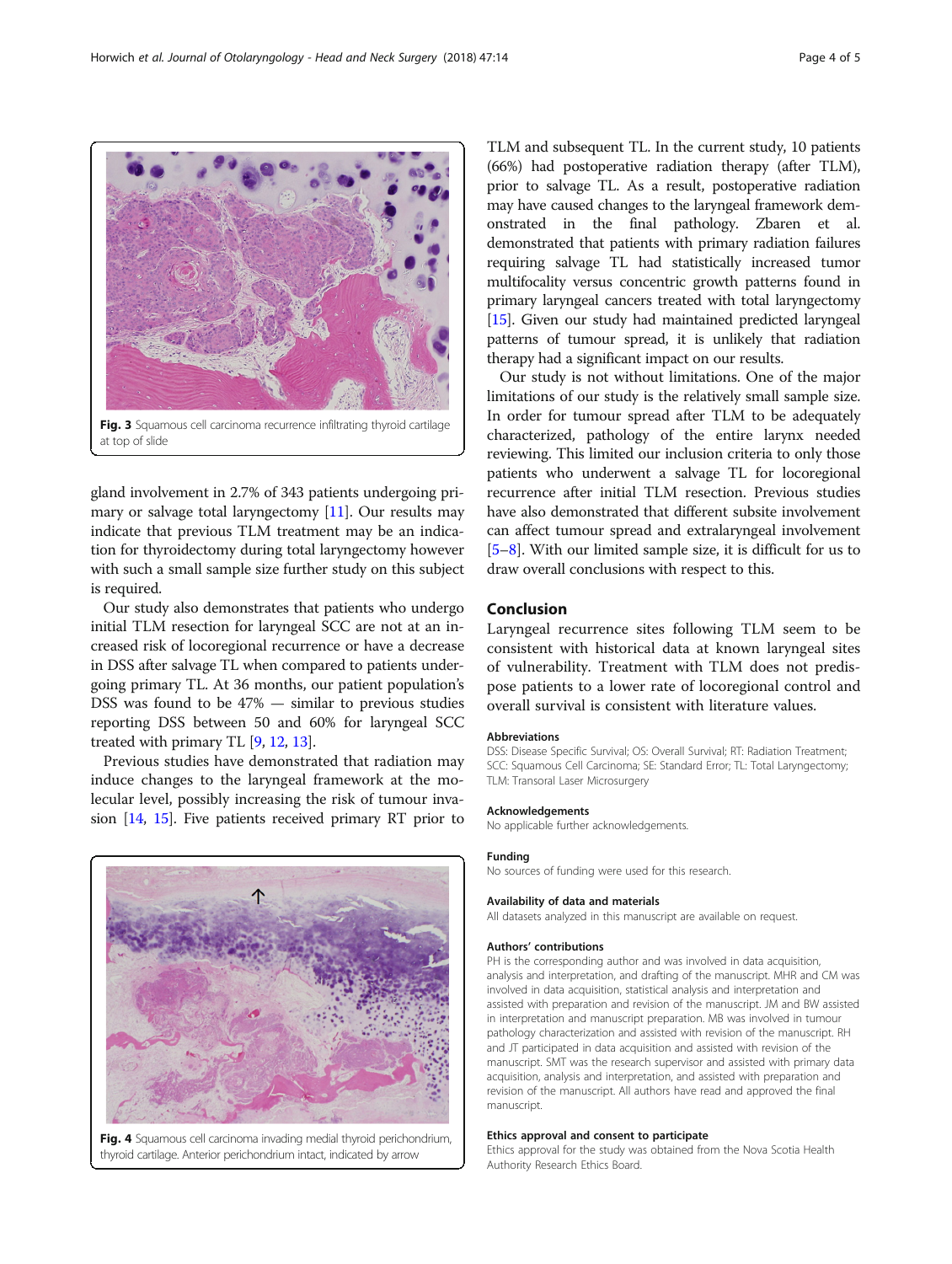Fig. 3 Squamous cell carcinoma recurrence infiltrating thyroid cartilage at top of slide

gland involvement in 2.7% of 343 patients undergoing primary or salvage total laryngectomy [11]. Our results may indicate that previous TLM treatment may be an indication for thyroidectomy during total laryngectomy however with such a small sample size further study on this subject is required.

Our study also demonstrates that patients who undergo initial TLM resection for laryngeal SCC are not at an increased risk of locoregional recurrence or have a decrease in DSS after salvage TL when compared to patients undergoing primary TL. At 36 months, our patient population's DSS was found to be 47% — similar to previous studies reporting DSS between 50 and 60% for laryngeal SCC treated with primary TL [9, 12, 13].

Previous studies have demonstrated that radiation may induce changes to the laryngeal framework at the molecular level, possibly increasing the risk of tumour invasion [14, 15]. Five patients received primary RT prior to TLM and subsequent TL. In the current study, 10 patients (66%) had postoperative radiation therapy (after TLM), prior to salvage TL. As a result, postoperative radiation may have caused changes to the laryngeal framework demonstrated in the final pathology. Zbaren et al. demonstrated that patients with primary radiation failures requiring salvage TL had statistically increased tumor multifocality versus concentric growth patterns found in primary laryngeal cancers treated with total laryngectomy [15]. Given our study had maintained predicted laryngeal patterns of tumour spread, it is unlikely that radiation therapy had a significant impact on our results.

Our study is not without limitations. One of the major limitations of our study is the relatively small sample size. In order for tumour spread after TLM to be adequately characterized, pathology of the entire larynx needed reviewing. This limited our inclusion criteria to only those patients who underwent a salvage TL for locoregional recurrence after initial TLM resection. Previous studies have also demonstrated that different subsite involvement can affect tumour spread and extralaryngeal involvement [5–8]. With our limited sample size, it is difficult for us to draw overall conclusions with respect to this.

Fig. 4 Squamous cell carcinoma invading medial thyroid perichondrium, thyroid cartilage. Anterior perichondrium intact, indicated by arrow

## Conclusion

Laryngeal recurrence sites following TLM seem to be consistent with historical data at known laryngeal sites of vulnerability. Treatment with TLM does not predispose patients to a lower rate of locoregional control and overall survival is consistent with literature values.

### Abbreviations

DSS: Disease Specific Survival; OS: Overall Survival; RT: Radiation Treatment; SCC: Squamous Cell Carcinoma; SE: Standard Error; TL: Total Laryngectomy; TLM: Transoral Laser Microsurgery

### Acknowledgements

No applicable further acknowledgements.

### Funding

No sources of funding were used for this research.

### Availability of data and materials

All datasets analyzed in this manuscript are available on request.

### Authors' contributions

PH is the corresponding author and was involved in data acquisition, analysis and interpretation, and drafting of the manuscript. MHR and CM was involved in data acquisition, statistical analysis and interpretation and assisted with preparation and revision of the manuscript. JM and BW assisted in interpretation and manuscript preparation. MB was involved in tumour pathology characterization and assisted with revision of the manuscript. RH and JT participated in data acquisition and assisted with revision of the manuscript. SMT was the research supervisor and assisted with primary data acquisition, analysis and interpretation, and assisted with preparation and revision of the manuscript. All authors have read and approved the final manuscript.

### Ethics approval and consent to participate

Ethics approval for the study was obtained from the Nova Scotia Health Authority Research Ethics Board.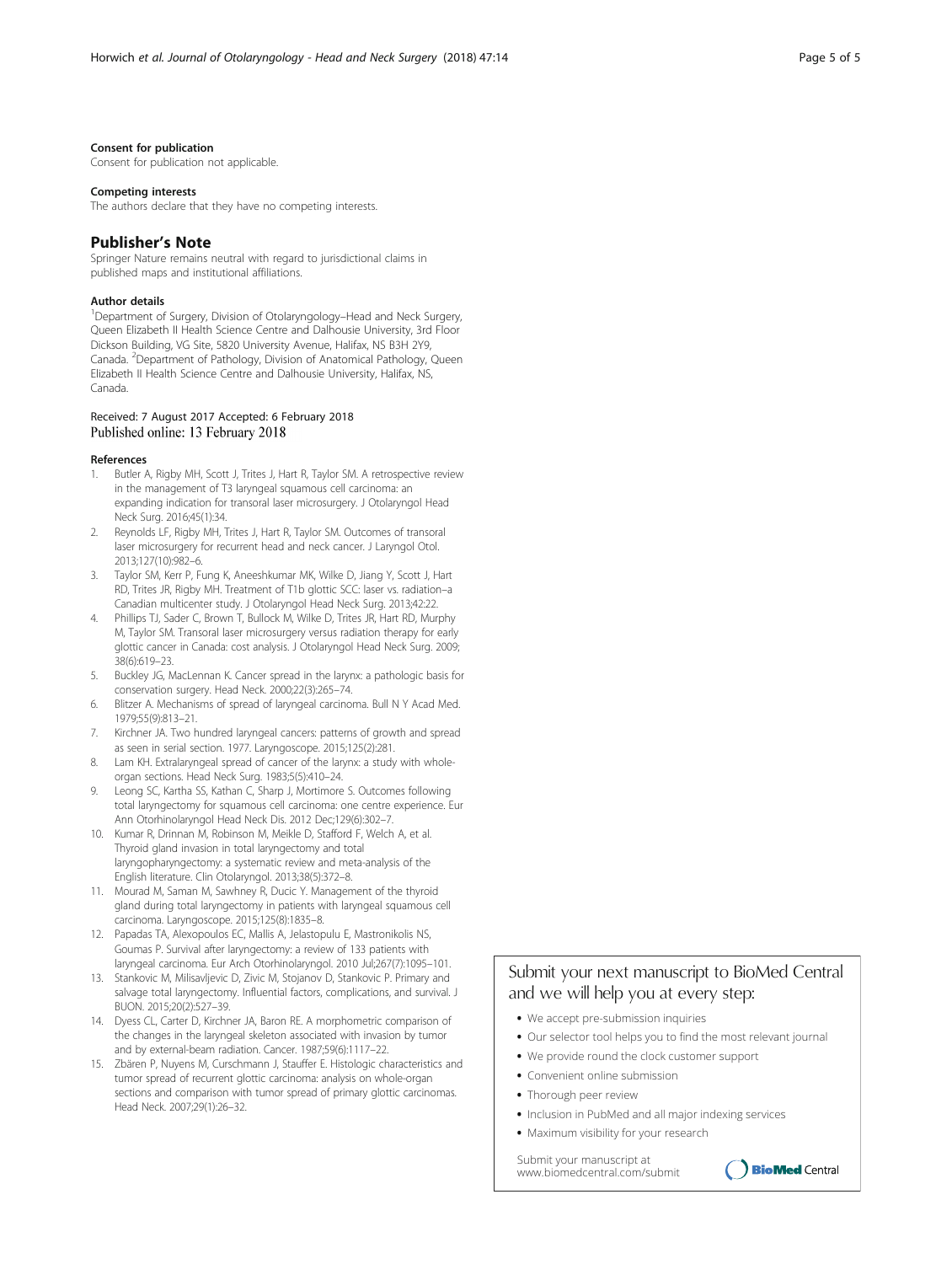### Consent for publication

Consent for publication not applicable.

### Competing interests

The authors declare that they have no competing interests.

## Publisher's Note

Springer Nature remains neutral with regard to jurisdictional claims in published maps and institutional affiliations.

### Author details

[1]Department of Surgery, Division of Otolaryngology–Head and Neck Surgery, Queen Elizabeth II Health Science Centre and Dalhousie University, 3rd Floor Dickson Building, VG Site, 5820 University Avenue, Halifax, NS B3H 2Y9, Canada. [2]Department of Pathology, Division of Anatomical Pathology, Queen Elizabeth II Health Science Centre and Dalhousie University, Halifax, NS, Canada.

Received: 7 August 2017 Accepted: 6 February 2018
Published online: 13 February 2018

### References

1. Butler A, Rigby MH, Scott J, Trites J, Hart R, Taylor SM. A retrospective review in the management of T3 laryngeal squamous cell carcinoma: an expanding indication for transoral laser microsurgery. J Otolaryngol Head Neck Surg. 2016;45(1):34.
2. Reynolds LF, Rigby MH, Trites J, Hart R, Taylor SM. Outcomes of transoral laser microsurgery for recurrent head and neck cancer. J Laryngol Otol. 2013;127(10):982–6.
3. Taylor SM, Kerr P, Fung K, Aneeshkumar MK, Wilke D, Jiang Y, Scott J, Hart RD, Trites JR, Rigby MH. Treatment of T1b glottic SCC: laser vs. radiation–a Canadian multicenter study. J Otolaryngol Head Neck Surg. 2013;42:22.
4. Phillips TJ, Sader C, Brown T, Bullock M, Wilke D, Trites JR, Hart RD, Murphy M, Taylor SM. Transoral laser microsurgery versus radiation therapy for early glottic cancer in Canada: cost analysis. J Otolaryngol Head Neck Surg. 2009; 38(6):619–23.
5. Buckley JG, MacLennan K. Cancer spread in the larynx: a pathologic basis for conservation surgery. Head Neck. 2000;22(3):265–74.
6. Blitzer A. Mechanisms of spread of laryngeal carcinoma. Bull N Y Acad Med. 1979;55(9):813–21.
7. Kirchner JA. Two hundred laryngeal cancers: patterns of growth and spread as seen in serial section. 1977. Laryngoscope. 2015;125(2):281.
8. Lam KH. Extralaryngeal spread of cancer of the larynx: a study with whole-organ sections. Head Neck Surg. 1983;5(5):410–24.
9. Leong SC, Kartha SS, Kathan C, Sharp J, Mortimore S. Outcomes following total laryngectomy for squamous cell carcinoma: one centre experience. Eur Ann Otorhinolaryngol Head Neck Dis. 2012 Dec;129(6):302–7.
10. Kumar R, Drinnan M, Robinson M, Meikle D, Stafford F, Welch A, et al. Thyroid gland invasion in total laryngectomy and total laryngopharyngectomy: a systematic review and meta-analysis of the English literature. Clin Otolaryngol. 2013;38(5):372–8.
11. Mourad M, Saman M, Sawhney R, Ducic Y. Management of the thyroid gland during total laryngectomy in patients with laryngeal squamous cell carcinoma. Laryngoscope. 2015;125(8):1835–8.
12. Papadas TA, Alexopoulos EC, Mallis A, Jelastopulu E, Mastronikolis NS, Goumas P. Survival after laryngectomy: a review of 133 patients with laryngeal carcinoma. Eur Arch Otorhinolaryngol. 2010 Jul;267(7):1095–101.
13. Stankovic M, Milisavljevic D, Zivic M, Stojanov D, Stankovic P. Primary and salvage total laryngectomy. Influential factors, complications, and survival. J BUON. 2015;20(2):527–39.
14. Dyess CL, Carter D, Kirchner JA, Baron RE. A morphometric comparison of the changes in the laryngeal skeleton associated with invasion by tumor and by external-beam radiation. Cancer. 1987;59(6):1117–22.
15. Zbären P, Nuyens M, Curschmann J, Stauffer E. Histologic characteristics and tumor spread of recurrent glottic carcinoma: analysis on whole-organ sections and comparison with tumor spread of primary glottic carcinomas. Head Neck. 2007;29(1):26–32.

Submit your next manuscript to BioMed Central and we will help you at every step:

- We accept pre-submission inquiries
- Our selector tool helps you to find the most relevant journal
- We provide round the clock customer support
- Convenient online submission
- Thorough peer review
- Inclusion in PubMed and all major indexing services
- Maximum visibility for your research

Submit your manuscript at
www.biomedcentral.com/submit

BioMed Central